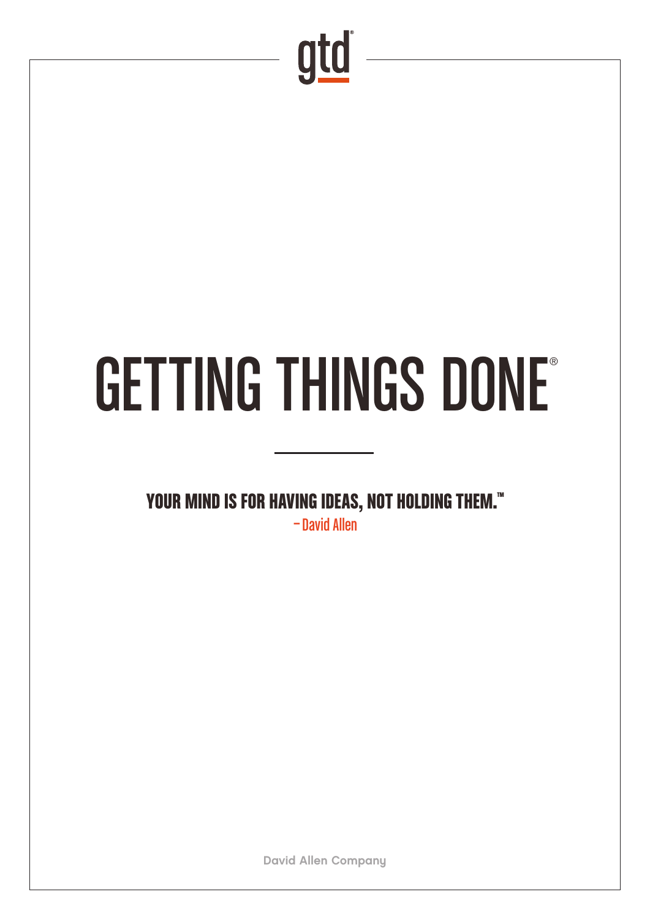gtd®

# GETTING THINGS DONE®

**YOUR MIND IS FOR HAVING IDEAS, NOT HOLDING THEM.™**

– David Allen

David Allen Company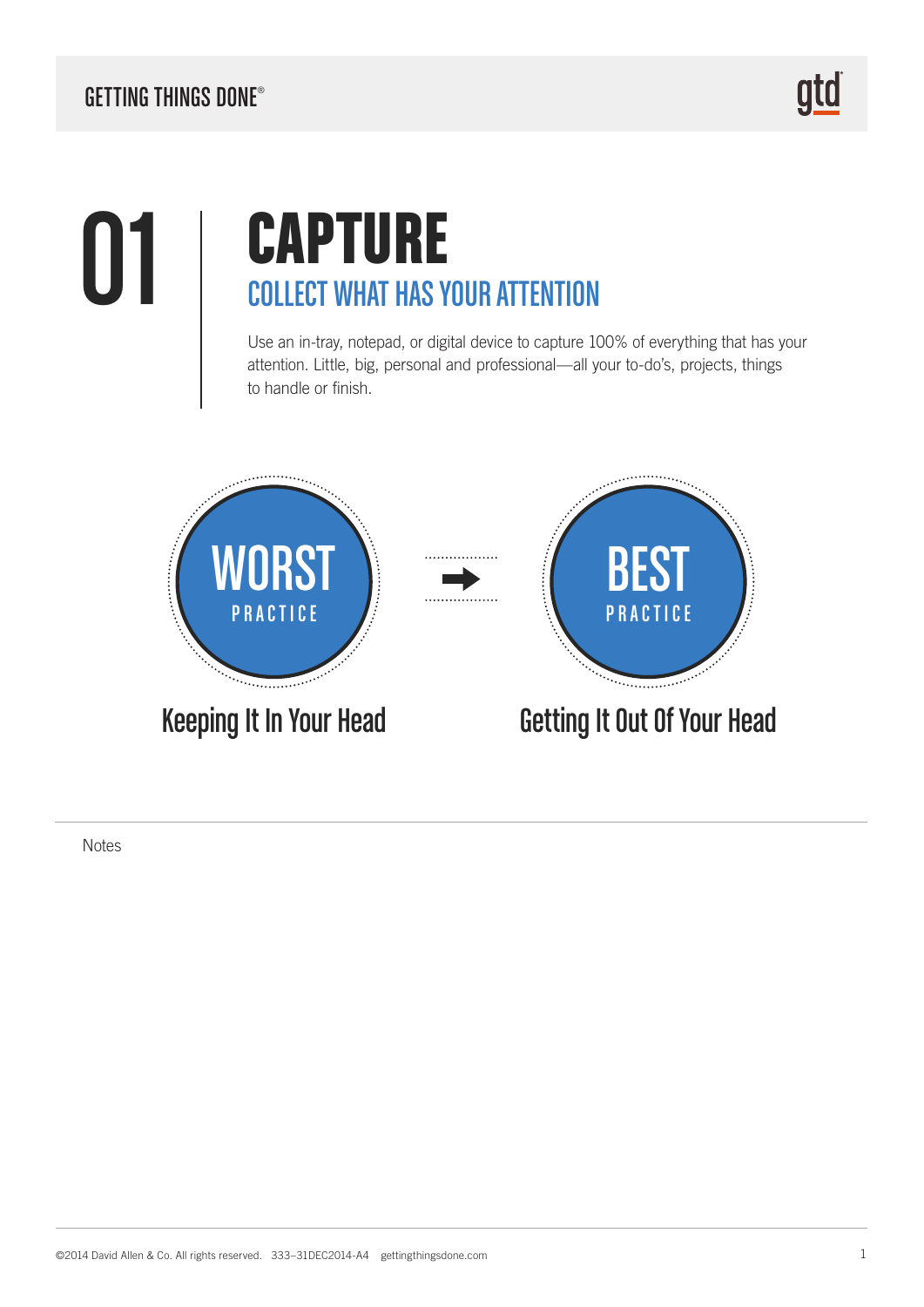# 01 CAPTURE

## COLLECT WHAT HAS YOUR ATTENTION

Use an in-tray, notepad, or digital device to capture 100% of everything that has your attention. Little, big, personal and professional—all your to-do's, projects, things to handle or finish.

**WORST PRACTICE** → **BEST PRACTICE**

Keeping It In Your Head → Getting It Out Of Your Head

Notes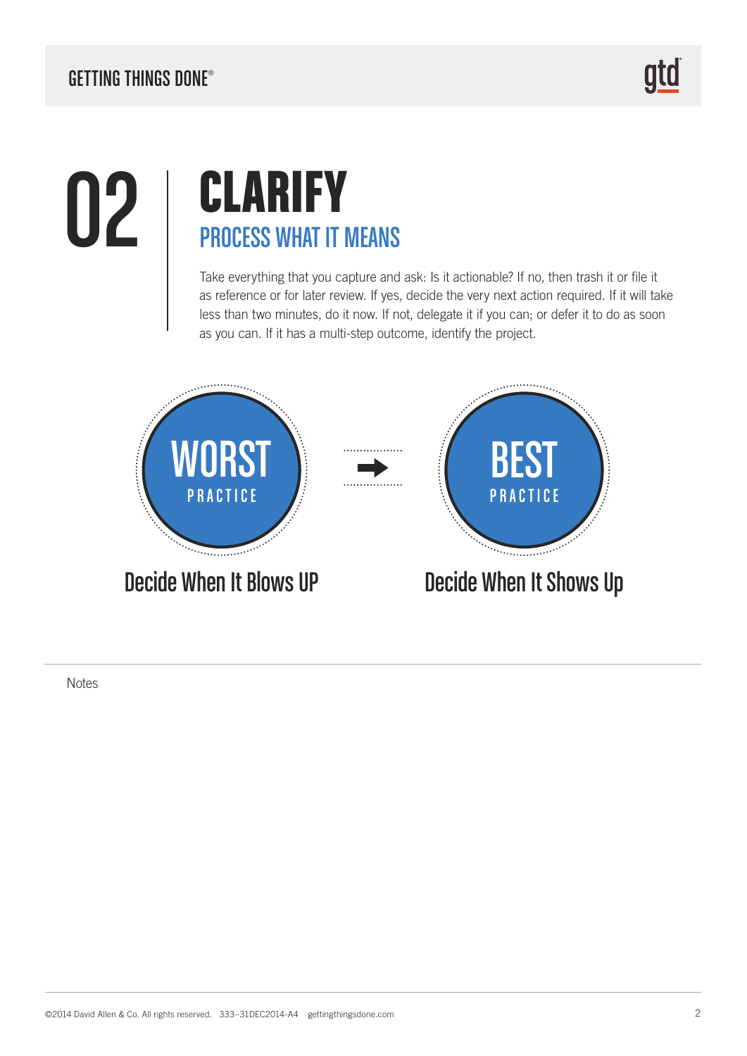# 02 CLARIFY

## PROCESS WHAT IT MEANS

Take everything that you capture and ask: Is it actionable? If no, then trash it or file it as reference or for later review. If yes, decide the very next action required. If it will take less than two minutes, do it now. If not, delegate it if you can; or defer it to do as soon as you can. If it has a multi-step outcome, identify the project.

**WORST PRACTICE**

Decide When It Blows UP

**BEST PRACTICE**

Decide When It Shows Up

Notes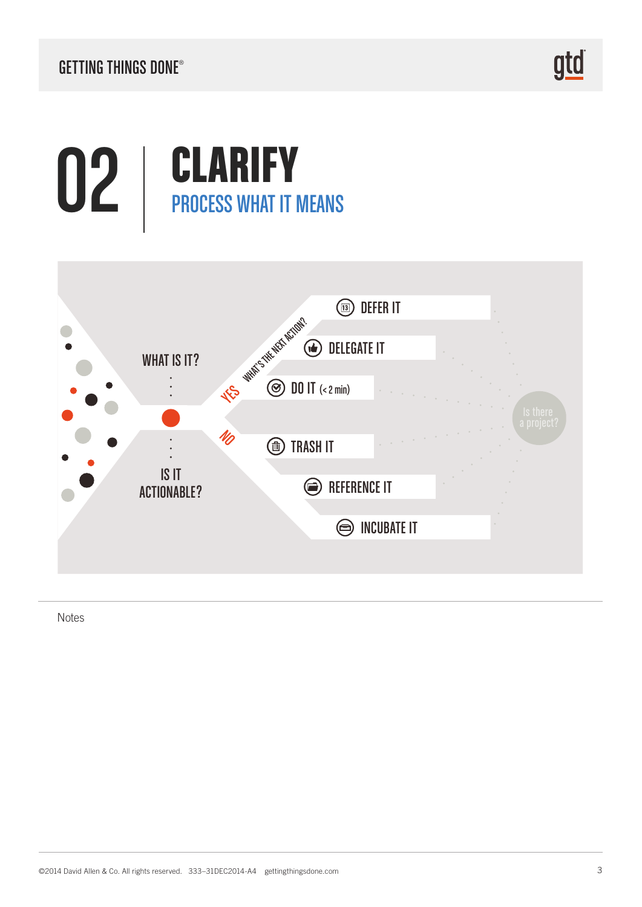# 02 CLARIFY

## PROCESS WHAT IT MEANS

WHAT IS IT?

IS IT ACTIONABLE?

YES — WHAT'S THE NEXT ACTION?

- DEFER IT
- DELEGATE IT
- DO IT (< 2 min)

NO

- TRASH IT
- REFERENCE IT
- INCUBATE IT

Is there a project?

Notes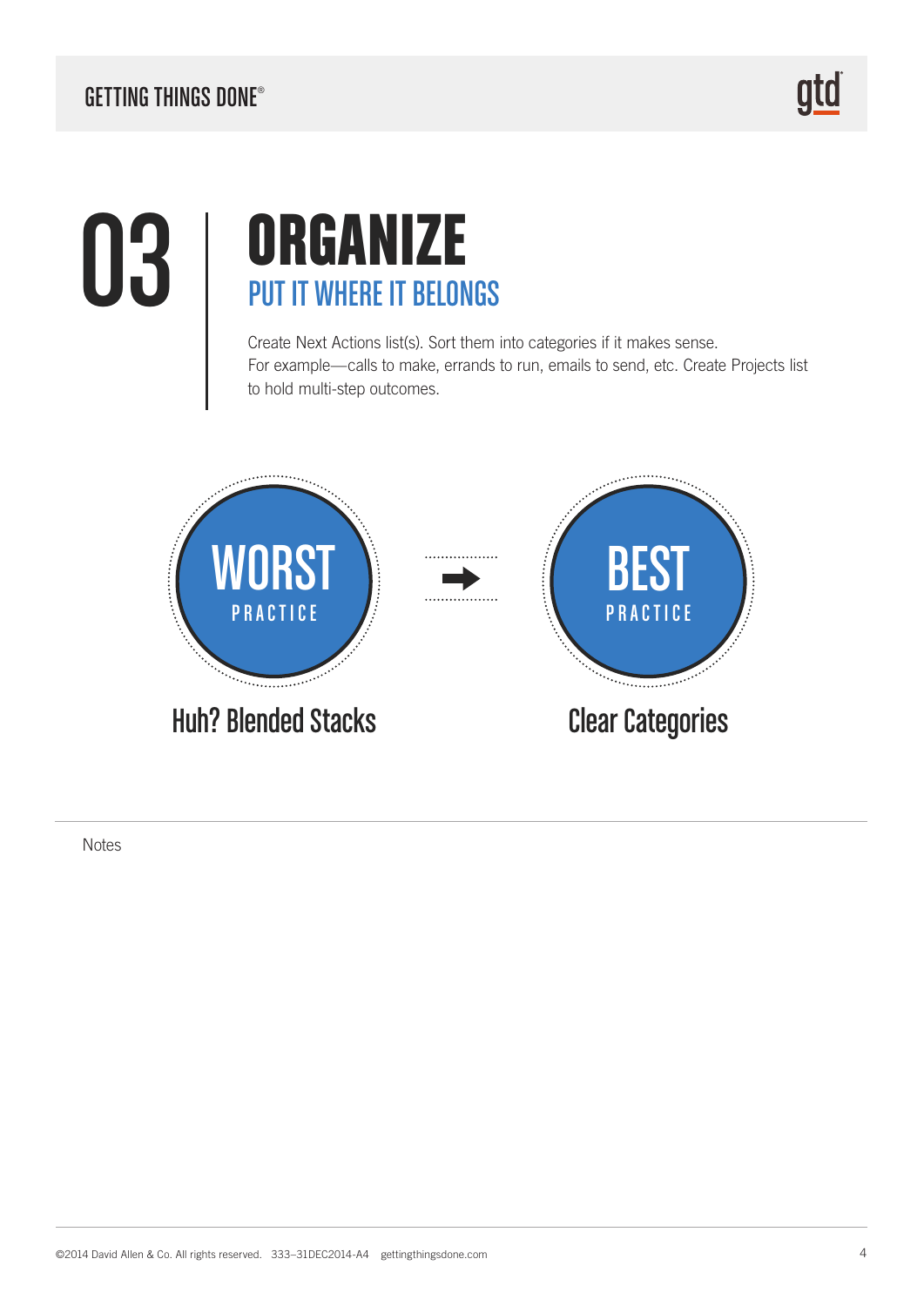# 03 ORGANIZE

## PUT IT WHERE IT BELONGS

Create Next Actions list(s). Sort them into categories if it makes sense.
For example—calls to make, errands to run, emails to send, etc. Create Projects list to hold multi-step outcomes.

**WORST PRACTICE** → **BEST PRACTICE**

Huh? Blended Stacks — Clear Categories

Notes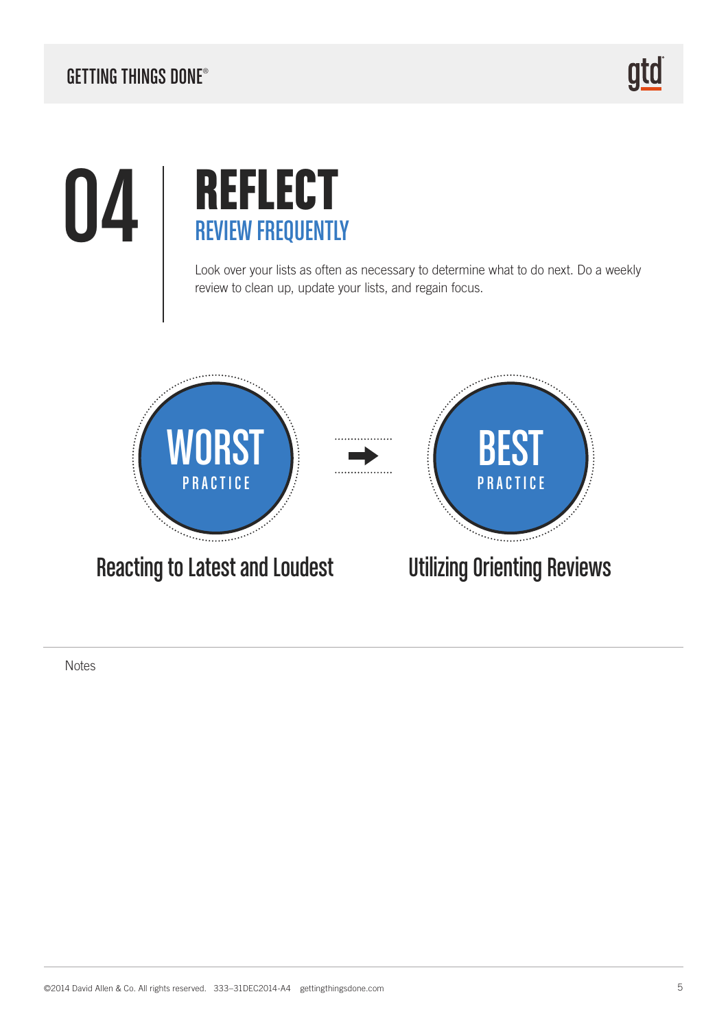# 04 REFLECT

## REVIEW FREQUENTLY

Look over your lists as often as necessary to determine what to do next. Do a weekly review to clean up, update your lists, and regain focus.

**WORST PRACTICE** → **BEST PRACTICE**

Reacting to Latest and Loudest → Utilizing Orienting Reviews

Notes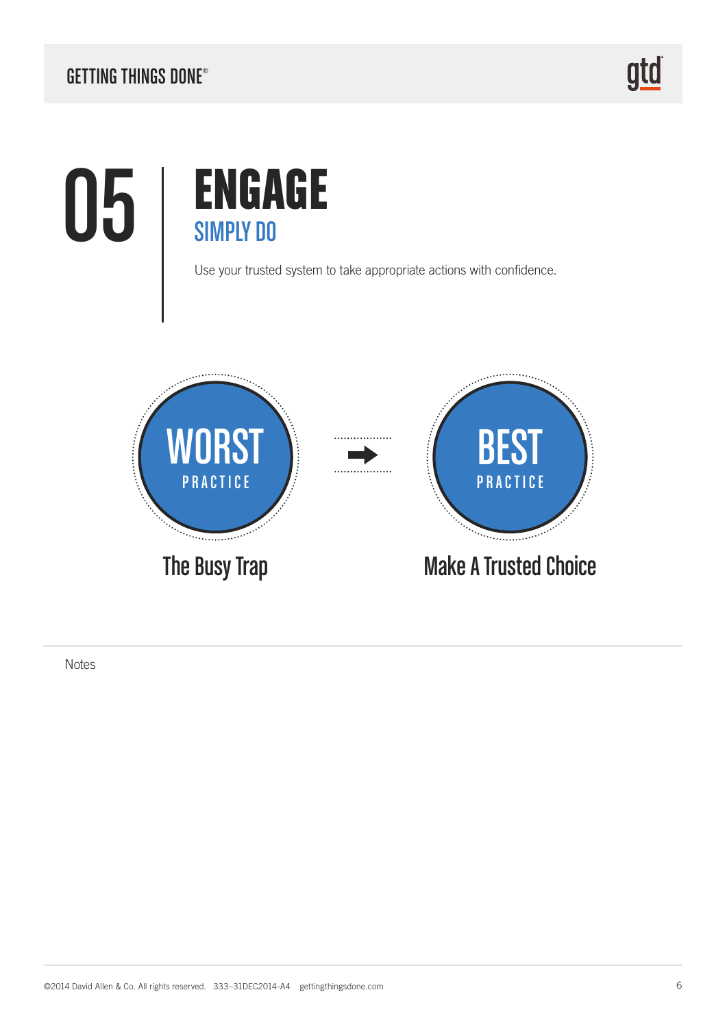# 05 ENGAGE

## SIMPLY DO

Use your trusted system to take appropriate actions with confidence.

**WORST PRACTICE** → **BEST PRACTICE**

The Busy Trap → Make A Trusted Choice

Notes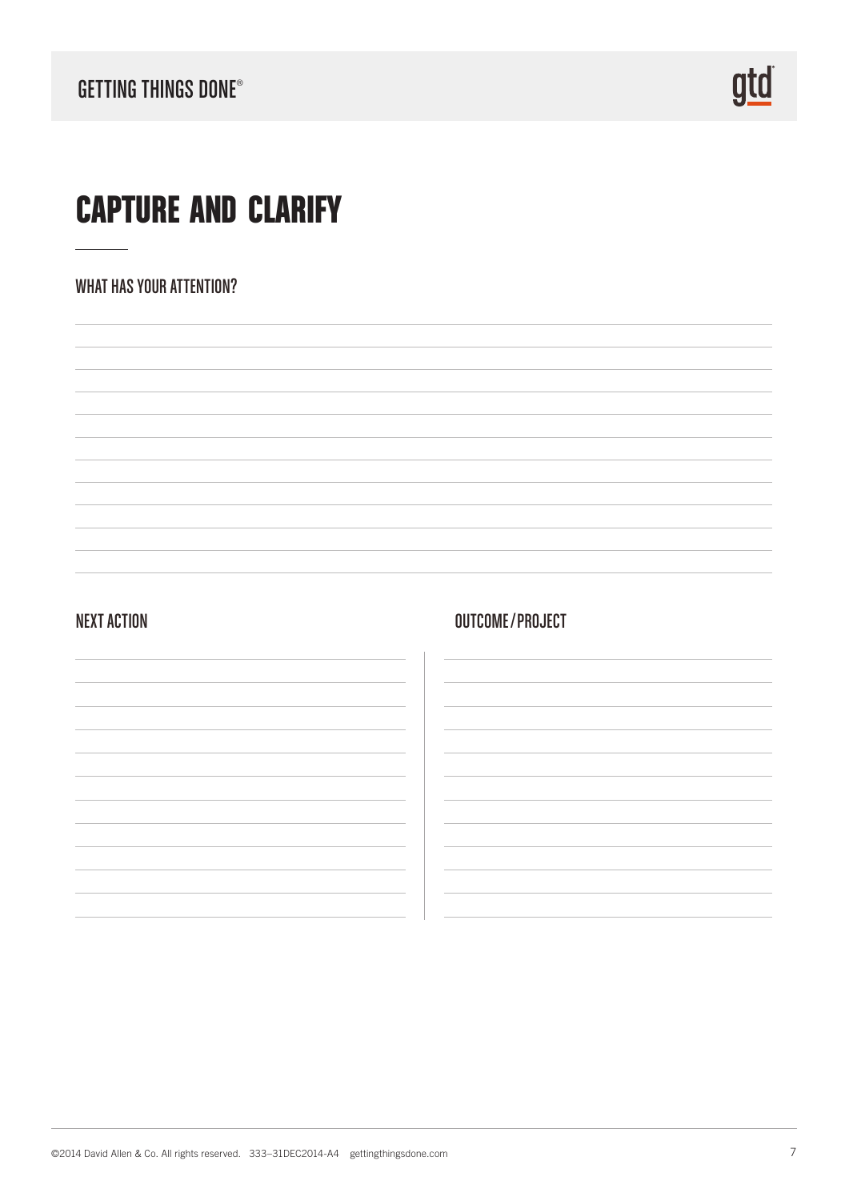# CAPTURE AND CLARIFY

## WHAT HAS YOUR ATTENTION?

## NEXT ACTION

## OUTCOME / PROJECT